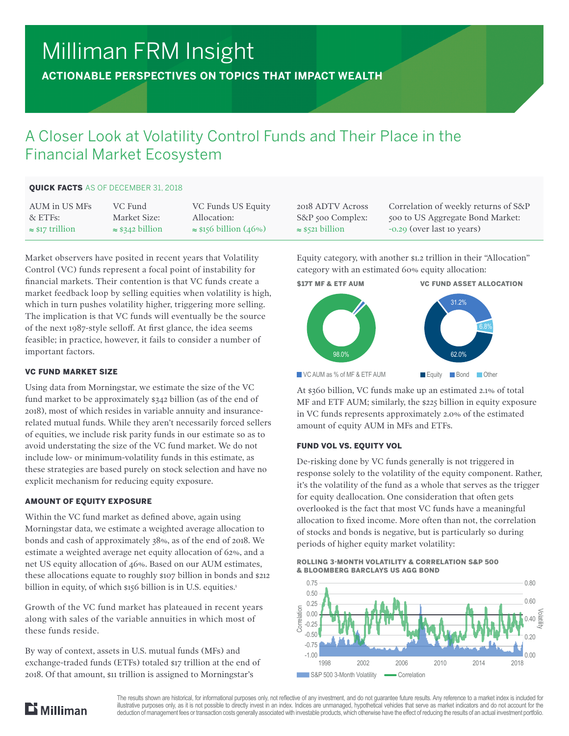# Milliman FRM Insight

**ACTIONABLE PERSPECTIVES ON TOPICS THAT IMPACT WEALTH**

## A Closer Look at Volatility Control Funds and Their Place in the Financial Market Ecosystem

**QUICK FACTS** AS OF DECEMBER 31, 2018

| AUM in US MFs & ETFs: | VC Fund Market Size: | VC Funds US Equity Allocation: | 2018 ADTV Across S&P 500 Complex: | Correlation of weekly returns of S&P 500 to US Aggregate Bond Market: |
|---|---|---|---|---|
| ≈ $17 trillion | ≈ $342 billion | ≈ $156 billion (46%) | ≈ $521 billion | -0.29 (over last 10 years) |

Market observers have posited in recent years that Volatility Control (VC) funds represent a focal point of instability for financial markets. Their contention is that VC funds create a market feedback loop by selling equities when volatility is high, which in turn pushes volatility higher, triggering more selling. The implication is that VC funds will eventually be the source of the next 1987-style selloff. At first glance, the idea seems feasible; in practice, however, it fails to consider a number of important factors.

### VC FUND MARKET SIZE

Using data from Morningstar, we estimate the size of the VC fund market to be approximately $342 billion (as of the end of 2018), most of which resides in variable annuity and insurance-related mutual funds. While they aren't necessarily forced sellers of equities, we include risk parity funds in our estimate so as to avoid understating the size of the VC fund market. We do not include low- or minimum-volatility funds in this estimate, as these strategies are based purely on stock selection and have no explicit mechanism for reducing equity exposure.

### AMOUNT OF EQUITY EXPOSURE

Within the VC fund market as defined above, again using Morningstar data, we estimate a weighted average allocation to bonds and cash of approximately 38%, as of the end of 2018. We estimate a weighted average net equity allocation of 62%, and a net US equity allocation of 46%. Based on our AUM estimates, these allocations equate to roughly $107 billion in bonds and $212 billion in equity, of which $156 billion is in U.S. equities.[1]

Growth of the VC fund market has plateaued in recent years along with sales of the variable annuities in which most of these funds reside.

By way of context, assets in U.S. mutual funds (MFs) and exchange-traded funds (ETFs) totaled $17 trillion at the end of 2018. Of that amount, $11 trillion is assigned to Morningstar's Equity category, with another $1.2 trillion in their "Allocation" category with an estimated 60% equity allocation:

**$17T MF & ETF AUM**

98.0%

VC AUM as % of MF & ETF AUM

**VC FUND ASSET ALLOCATION**

Equity 62.0% | Bond 31.2% | Other 6.8%

At $360 billion, VC funds make up an estimated 2.1% of total MF and ETF AUM; similarly, the $225 billion in equity exposure in VC funds represents approximately 2.0% of the estimated amount of equity AUM in MFs and ETFs.

### FUND VOL VS. EQUITY VOL

De-risking done by VC funds generally is not triggered in response solely to the volatility of the equity component. Rather, it's the volatility of the fund as a whole that serves as the trigger for equity deallocation. One consideration that often gets overlooked is the fact that most VC funds have a meaningful allocation to fixed income. More often than not, the correlation of stocks and bonds is negative, but is particularly so during periods of higher equity market volatility:

**ROLLING 3-MONTH VOLATILITY & CORRELATION S&P 500 & BLOOMBERG BARCLAYS US AGG BOND**

S&P 500 3-Month Volatility — Correlation

The results shown are historical, for informational purposes only, not reflective of any investment, and do not guarantee future results. Any reference to a market index is included for illustrative purposes only, as it is not possible to directly invest in an index. Indices are unmanaged, hypothetical vehicles that serve as market indicators and do not account for the deduction of management fees or transaction costs generally associated with investable products, which otherwise have the effect of reducing the results of an actual investment portfolio.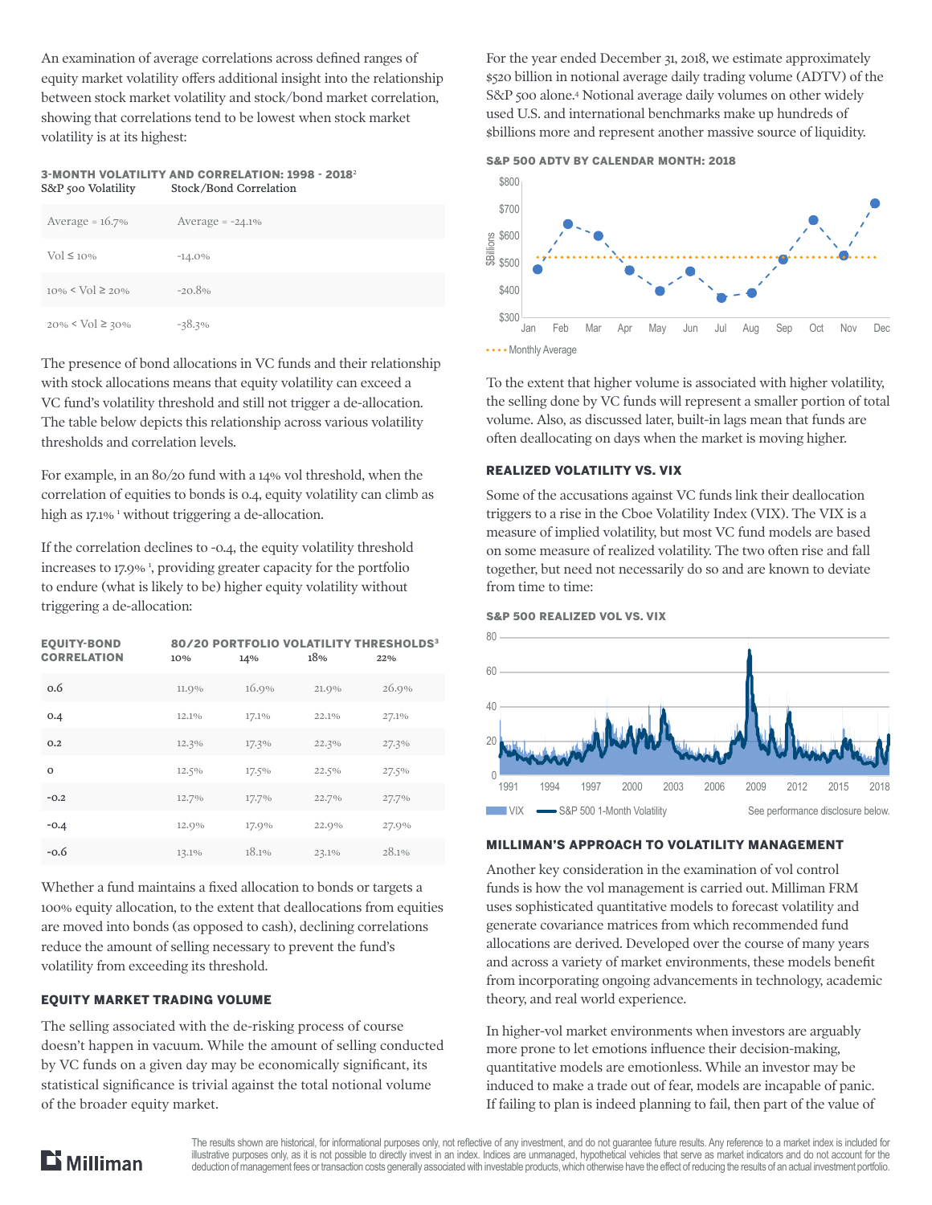An examination of average correlations across defined ranges of equity market volatility offers additional insight into the relationship between stock market volatility and stock/bond market correlation, showing that correlations tend to be lowest when stock market volatility is at its highest:

**3-MONTH VOLATILITY AND CORRELATION: 1998 - 2018**[2]

| S&P 500 Volatility | Stock/Bond Correlation |
|---|---|
| Average = 16.7% | Average = -24.1% |
| Vol ≤ 10% | -14.0% |
| 10% < Vol ≥ 20% | -20.8% |
| 20% < Vol ≥ 30% | -38.3% |

The presence of bond allocations in VC funds and their relationship with stock allocations means that equity volatility can exceed a VC fund's volatility threshold and still not trigger a de-allocation. The table below depicts this relationship across various volatility thresholds and correlation levels.

For example, in an 80/20 fund with a 14% vol threshold, when the correlation of equities to bonds is 0.4, equity volatility can climb as high as 17.1% [1] without triggering a de-allocation.

If the correlation declines to -0.4, the equity volatility threshold increases to 17.9% [1], providing greater capacity for the portfolio to endure (what is likely to be) higher equity volatility without triggering a de-allocation:

| EQUITY-BOND CORRELATION | 80/20 PORTFOLIO VOLATILITY THRESHOLDS[3] | | | |
|---|---|---|---|---|
| | 10% | 14% | 18% | 22% |
| 0.6 | 11.9% | 16.9% | 21.9% | 26.9% |
| 0.4 | 12.1% | 17.1% | 22.1% | 27.1% |
| 0.2 | 12.3% | 17.3% | 22.3% | 27.3% |
| 0 | 12.5% | 17.5% | 22.5% | 27.5% |
| -0.2 | 12.7% | 17.7% | 22.7% | 27.7% |
| -0.4 | 12.9% | 17.9% | 22.9% | 27.9% |
| -0.6 | 13.1% | 18.1% | 23.1% | 28.1% |

Whether a fund maintains a fixed allocation to bonds or targets a 100% equity allocation, to the extent that deallocations from equities are moved into bonds (as opposed to cash), declining correlations reduce the amount of selling necessary to prevent the fund's volatility from exceeding its threshold.

## EQUITY MARKET TRADING VOLUME

The selling associated with the de-risking process of course doesn't happen in vacuum. While the amount of selling conducted by VC funds on a given day may be economically significant, its statistical significance is trivial against the total notional volume of the broader equity market.

For the year ended December 31, 2018, we estimate approximately $520 billion in notional average daily trading volume (ADTV) of the S&P 500 alone.[4] Notional average daily volumes on other widely used U.S. and international benchmarks make up hundreds of $billions more and represent another massive source of liquidity.

**S&P 500 ADTV BY CALENDAR MONTH: 2018**

To the extent that higher volume is associated with higher volatility, the selling done by VC funds will represent a smaller portion of total volume. Also, as discussed later, built-in lags mean that funds are often deallocating on days when the market is moving higher.

## REALIZED VOLATILITY VS. VIX

Some of the accusations against VC funds link their deallocation triggers to a rise in the Cboe Volatility Index (VIX). The VIX is a measure of implied volatility, but most VC fund models are based on some measure of realized volatility. The two often rise and fall together, but need not necessarily do so and are known to deviate from time to time:

**S&P 500 REALIZED VOL VS. VIX**

See performance disclosure below.

## MILLIMAN'S APPROACH TO VOLATILITY MANAGEMENT

Another key consideration in the examination of vol control funds is how the vol management is carried out. Milliman FRM uses sophisticated quantitative models to forecast volatility and generate covariance matrices from which recommended fund allocations are derived. Developed over the course of many years and across a variety of market environments, these models benefit from incorporating ongoing advancements in technology, academic theory, and real world experience.

In higher-vol market environments when investors are arguably more prone to let emotions influence their decision-making, quantitative models are emotionless. While an investor may be induced to make a trade out of fear, models are incapable of panic. If failing to plan is indeed planning to fail, then part of the value of

The results shown are historical, for informational purposes only, not reflective of any investment, and do not guarantee future results. Any reference to a market index is included for illustrative purposes only, as it is not possible to directly invest in an index. Indices are unmanaged, hypothetical vehicles that serve as market indicators and do not account for the deduction of management fees or transaction costs generally associated with investable products, which otherwise have the effect of reducing the results of an actual investment portfolio.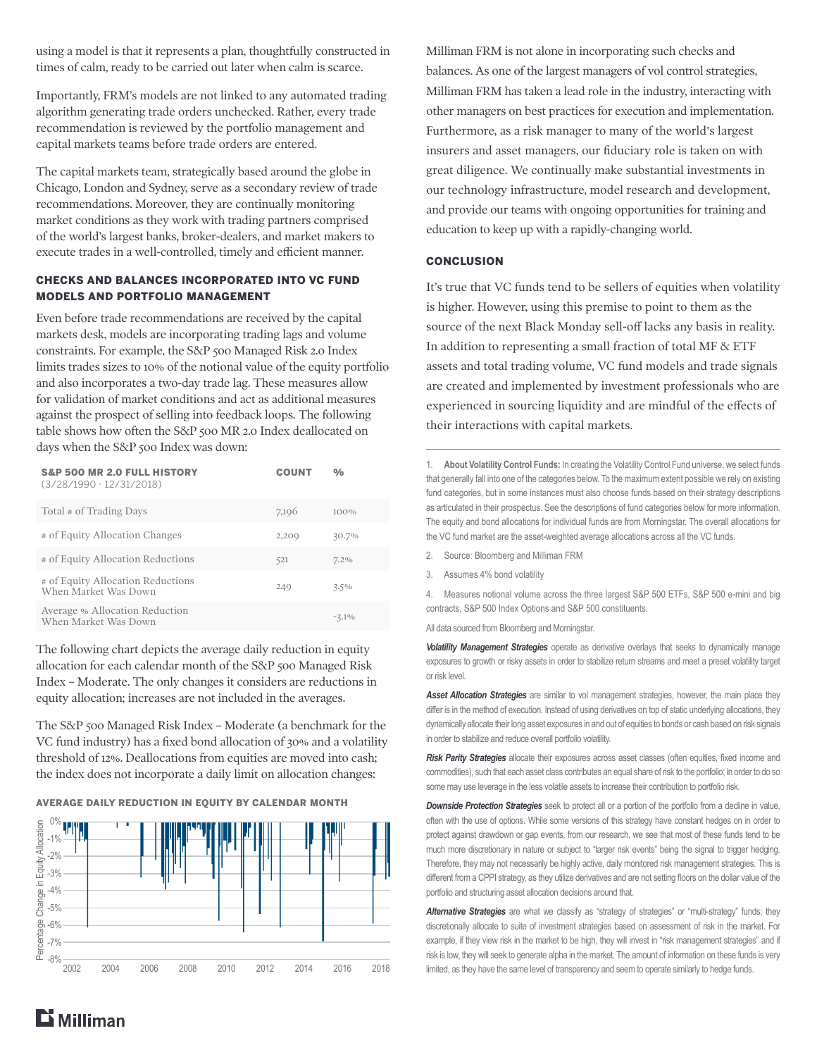using a model is that it represents a plan, thoughtfully constructed in times of calm, ready to be carried out later when calm is scarce.

Importantly, FRM's models are not linked to any automated trading algorithm generating trade orders unchecked. Rather, every trade recommendation is reviewed by the portfolio management and capital markets teams before trade orders are entered.

The capital markets team, strategically based around the globe in Chicago, London and Sydney, serve as a secondary review of trade recommendations. Moreover, they are continually monitoring market conditions as they work with trading partners comprised of the world's largest banks, broker-dealers, and market makers to execute trades in a well-controlled, timely and efficient manner.

## CHECKS AND BALANCES INCORPORATED INTO VC FUND MODELS AND PORTFOLIO MANAGEMENT

Even before trade recommendations are received by the capital markets desk, models are incorporating trading lags and volume constraints. For example, the S&P 500 Managed Risk 2.0 Index limits trades sizes to 10% of the notional value of the equity portfolio and also incorporates a two-day trade lag. These measures allow for validation of market conditions and act as additional measures against the prospect of selling into feedback loops. The following table shows how often the S&P 500 MR 2.0 Index deallocated on days when the S&P 500 Index was down:

| S&P 500 MR 2.0 FULL HISTORY (3/28/1990 - 12/31/2018) | COUNT | % |
|---|---|---|
| Total # of Trading Days | 7,196 | 100% |
| # of Equity Allocation Changes | 2,209 | 30.7% |
| # of Equity Allocation Reductions | 521 | 7.2% |
| # of Equity Allocation Reductions When Market Was Down | 249 | 3.5% |
| Average % Allocation Reduction When Market Was Down | | -3.1% |

The following chart depicts the average daily reduction in equity allocation for each calendar month of the S&P 500 Managed Risk Index – Moderate. The only changes it considers are reductions in equity allocation; increases are not included in the averages.

The S&P 500 Managed Risk Index – Moderate (a benchmark for the VC fund industry) has a fixed bond allocation of 30% and a volatility threshold of 12%. Deallocations from equities are moved into cash; the index does not incorporate a daily limit on allocation changes:

**AVERAGE DAILY REDUCTION IN EQUITY BY CALENDAR MONTH**

Milliman FRM is not alone in incorporating such checks and balances. As one of the largest managers of vol control strategies, Milliman FRM has taken a lead role in the industry, interacting with other managers on best practices for execution and implementation. Furthermore, as a risk manager to many of the world's largest insurers and asset managers, our fiduciary role is taken on with great diligence. We continually make substantial investments in our technology infrastructure, model research and development, and provide our teams with ongoing opportunities for training and education to keep up with a rapidly-changing world.

## CONCLUSION

It's true that VC funds tend to be sellers of equities when volatility is higher. However, using this premise to point to them as the source of the next Black Monday sell-off lacks any basis in reality. In addition to representing a small fraction of total MF & ETF assets and total trading volume, VC fund models and trade signals are created and implemented by investment professionals who are experienced in sourcing liquidity and are mindful of the effects of their interactions with capital markets.

---

1. **About Volatility Control Funds:** In creating the Volatility Control Fund universe, we select funds that generally fall into one of the categories below. To the maximum extent possible we rely on existing fund categories, but in some instances must also choose funds based on their strategy descriptions as articulated in their prospectus. See the descriptions of fund categories below for more information. The equity and bond allocations for individual funds are from Morningstar. The overall allocations for the VC fund market are the asset-weighted average allocations across all the VC funds.
2. Source: Bloomberg and Milliman FRM
3. Assumes 4% bond volatility
4. Measures notional volume across the three largest S&P 500 ETFs, S&P 500 e-mini and big contracts, S&P 500 Index Options and S&P 500 constituents.

All data sourced from Bloomberg and Morningstar.

***Volatility Management Strategies*** operate as derivative overlays that seeks to dynamically manage exposures to growth or risky assets in order to stabilize return streams and meet a preset volatility target or risk level.

***Asset Allocation Strategies*** are similar to vol management strategies, however, the main place they differ is in the method of execution. Instead of using derivatives on top of static underlying allocations, they dynamically allocate their long asset exposures in and out of equities to bonds or cash based on risk signals in order to stabilize and reduce overall portfolio volatility.

***Risk Parity Strategies*** allocate their exposures across asset classes (often equities, fixed income and commodities), such that each asset class contributes an equal share of risk to the portfolio; in order to do so some may use leverage in the less volatile assets to increase their contribution to portfolio risk.

***Downside Protection Strategies*** seek to protect all or a portion of the portfolio from a decline in value, often with the use of options. While some versions of this strategy have constant hedges on in order to protect against drawdown or gap events, from our research, we see that most of these funds tend to be much more discretionary in nature or subject to "larger risk events" being the signal to trigger hedging. Therefore, they may not necessarily be highly active, daily monitored risk management strategies. This is different from a CPPI strategy, as they utilize derivatives and are not setting floors on the dollar value of the portfolio and structuring asset allocation decisions around that.

***Alternative Strategies*** are what we classify as "strategy of strategies" or "multi-strategy" funds; they discretionally allocate to suite of investment strategies based on assessment of risk in the market. For example, if they view risk in the market to be high, they will invest in "risk management strategies" and if risk is low, they will seek to generate alpha in the market. The amount of information on these funds is very limited, as they have the same level of transparency and seem to operate similarly to hedge funds.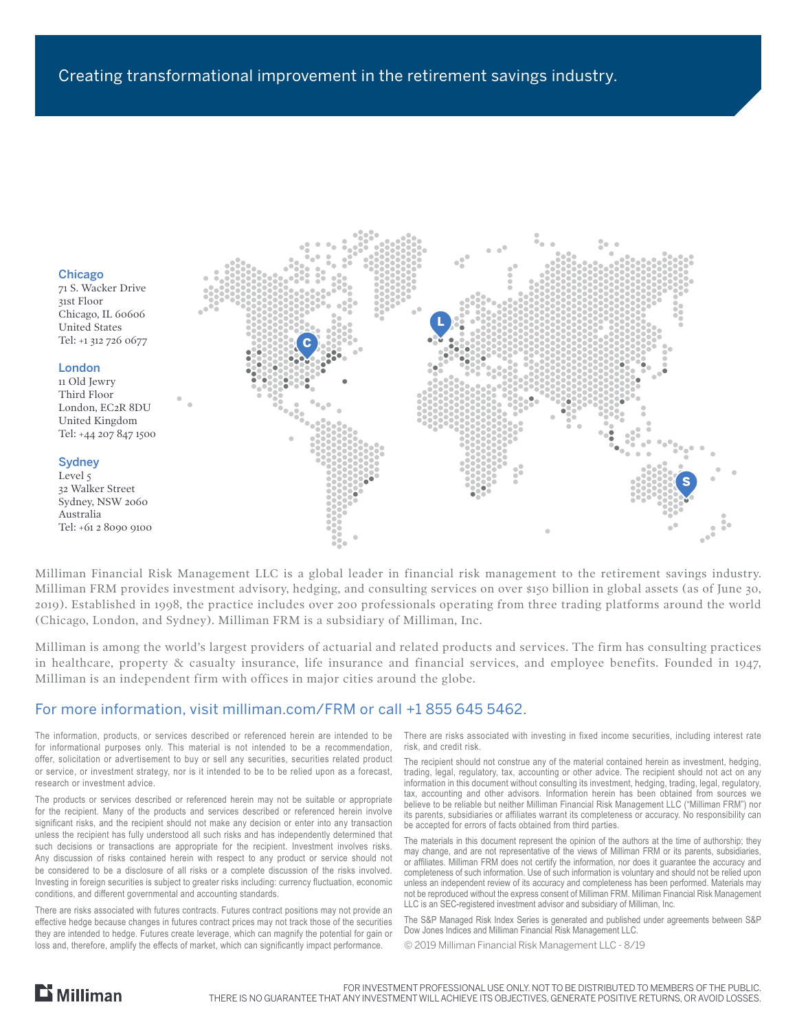Creating transformational improvement in the retirement savings industry.

**Chicago**
71 S. Wacker Drive
31st Floor
Chicago, IL 60606
United States
Tel: +1 312 726 0677

**London**
11 Old Jewry
Third Floor
London, EC2R 8DU
United Kingdom
Tel: +44 207 847 1500

**Sydney**
Level 5
32 Walker Street
Sydney, NSW 2060
Australia
Tel: +61 2 8090 9100

C
L
S

Milliman Financial Risk Management LLC is a global leader in financial risk management to the retirement savings industry. Milliman FRM provides investment advisory, hedging, and consulting services on over $150 billion in global assets (as of June 30, 2019). Established in 1998, the practice includes over 200 professionals operating from three trading platforms around the world (Chicago, London, and Sydney). Milliman FRM is a subsidiary of Milliman, Inc.

Milliman is among the world's largest providers of actuarial and related products and services. The firm has consulting practices in healthcare, property & casualty insurance, life insurance and financial services, and employee benefits. Founded in 1947, Milliman is an independent firm with offices in major cities around the globe.

For more information, visit milliman.com/FRM or call +1 855 645 5462.

The information, products, or services described or referenced herein are intended to be for informational purposes only. This material is not intended to be a recommendation, offer, solicitation or advertisement to buy or sell any securities, securities related product or service, or investment strategy, nor is it intended to be to be relied upon as a forecast, research or investment advice.

The products or services described or referenced herein may not be suitable or appropriate for the recipient. Many of the products and services described or referenced herein involve significant risks, and the recipient should not make any decision or enter into any transaction unless the recipient has fully understood all such risks and has independently determined that such decisions or transactions are appropriate for the recipient. Investment involves risks. Any discussion of risks contained herein with respect to any product or service should not be considered to be a disclosure of all risks or a complete discussion of the risks involved. Investing in foreign securities is subject to greater risks including: currency fluctuation, economic conditions, and different governmental and accounting standards.

There are risks associated with futures contracts. Futures contract positions may not provide an effective hedge because changes in futures contract prices may not track those of the securities they are intended to hedge. Futures create leverage, which can magnify the potential for gain or loss and, therefore, amplify the effects of market, which can significantly impact performance.

There are risks associated with investing in fixed income securities, including interest rate risk, and credit risk.

The recipient should not construe any of the material contained herein as investment, hedging, trading, legal, regulatory, tax, accounting or other advice. The recipient should not act on any information in this document without consulting its investment, hedging, trading, legal, regulatory, tax, accounting and other advisors. Information herein has been obtained from sources we believe to be reliable but neither Milliman Financial Risk Management LLC ("Milliman FRM") nor its parents, subsidiaries or affiliates warrant its completeness or accuracy. No responsibility can be accepted for errors of facts obtained from third parties.

The materials in this document represent the opinion of the authors at the time of authorship; they may change, and are not representative of the views of Milliman FRM or its parents, subsidiaries, or affiliates. Milliman FRM does not certify the information, nor does it guarantee the accuracy and completeness of such information. Use of such information is voluntary and should not be relied upon unless an independent review of its accuracy and completeness has been performed. Materials may not be reproduced without the express consent of Milliman FRM. Milliman Financial Risk Management LLC is an SEC-registered investment advisor and subsidiary of Milliman, Inc.

The S&P Managed Risk Index Series is generated and published under agreements between S&P Dow Jones Indices and Milliman Financial Risk Management LLC.

© 2019 Milliman Financial Risk Management LLC - 8/19

Milliman

FOR INVESTMENT PROFESSIONAL USE ONLY. NOT TO BE DISTRIBUTED TO MEMBERS OF THE PUBLIC.
THERE IS NO GUARANTEE THAT ANY INVESTMENT WILL ACHIEVE ITS OBJECTIVES, GENERATE POSITIVE RETURNS, OR AVOID LOSSES.